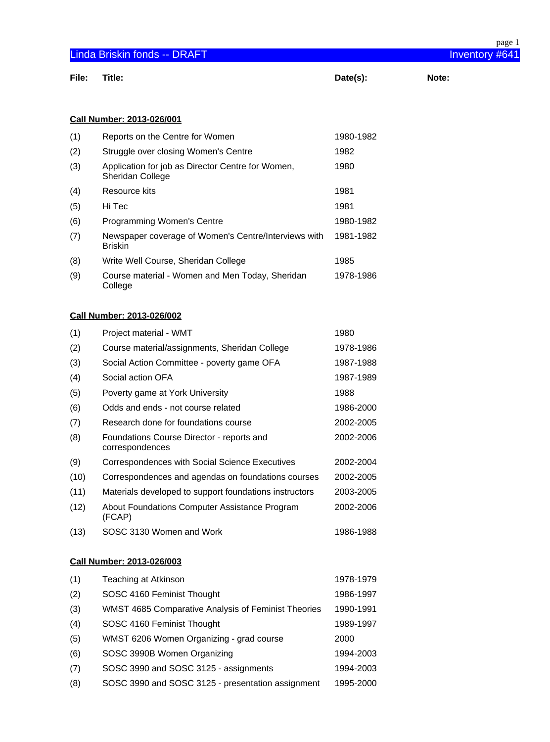# Linda Briskin fonds -- DRAFT

Inventory #641

| File: | Title: | Date(s): | Note: |
| --- | --- | --- | --- |

**Call Number: 2013-026/001**

| File | Title | Date(s) | Note |
| --- | --- | --- | --- |
| (1) | Reports on the Centre for Women | 1980-1982 | |
| (2) | Struggle over closing Women's Centre | 1982 | |
| (3) | Application for job as Director Centre for Women, Sheridan College | 1980 | |
| (4) | Resource kits | 1981 | |
| (5) | Hi Tec | 1981 | |
| (6) | Programming Women's Centre | 1980-1982 | |
| (7) | Newspaper coverage of Women's Centre/Interviews with Briskin | 1981-1982 | |
| (8) | Write Well Course, Sheridan College | 1985 | |
| (9) | Course material - Women and Men Today, Sheridan College | 1978-1986 | |

**Call Number: 2013-026/002**

| File | Title | Date(s) | Note |
| --- | --- | --- | --- |
| (1) | Project material - WMT | 1980 | |
| (2) | Course material/assignments, Sheridan College | 1978-1986 | |
| (3) | Social Action Committee - poverty game OFA | 1987-1988 | |
| (4) | Social action OFA | 1987-1989 | |
| (5) | Poverty game at York University | 1988 | |
| (6) | Odds and ends - not course related | 1986-2000 | |
| (7) | Research done for foundations course | 2002-2005 | |
| (8) | Foundations Course Director - reports and correspondences | 2002-2006 | |
| (9) | Correspondences with Social Science Executives | 2002-2004 | |
| (10) | Correspondences and agendas on foundations courses | 2002-2005 | |
| (11) | Materials developed to support foundations instructors | 2003-2005 | |
| (12) | About Foundations Computer Assistance Program (FCAP) | 2002-2006 | |
| (13) | SOSC 3130 Women and Work | 1986-1988 | |

**Call Number: 2013-026/003**

| File | Title | Date(s) | Note |
| --- | --- | --- | --- |
| (1) | Teaching at Atkinson | 1978-1979 | |
| (2) | SOSC 4160 Feminist Thought | 1986-1997 | |
| (3) | WMST 4685 Comparative Analysis of Feminist Theories | 1990-1991 | |
| (4) | SOSC 4160 Feminist Thought | 1989-1997 | |
| (5) | WMST 6206 Women Organizing - grad course | 2000 | |
| (6) | SOSC 3990B Women Organizing | 1994-2003 | |
| (7) | SOSC 3990 and SOSC 3125 - assignments | 1994-2003 | |
| (8) | SOSC 3990 and SOSC 3125 - presentation assignment | 1995-2000 | |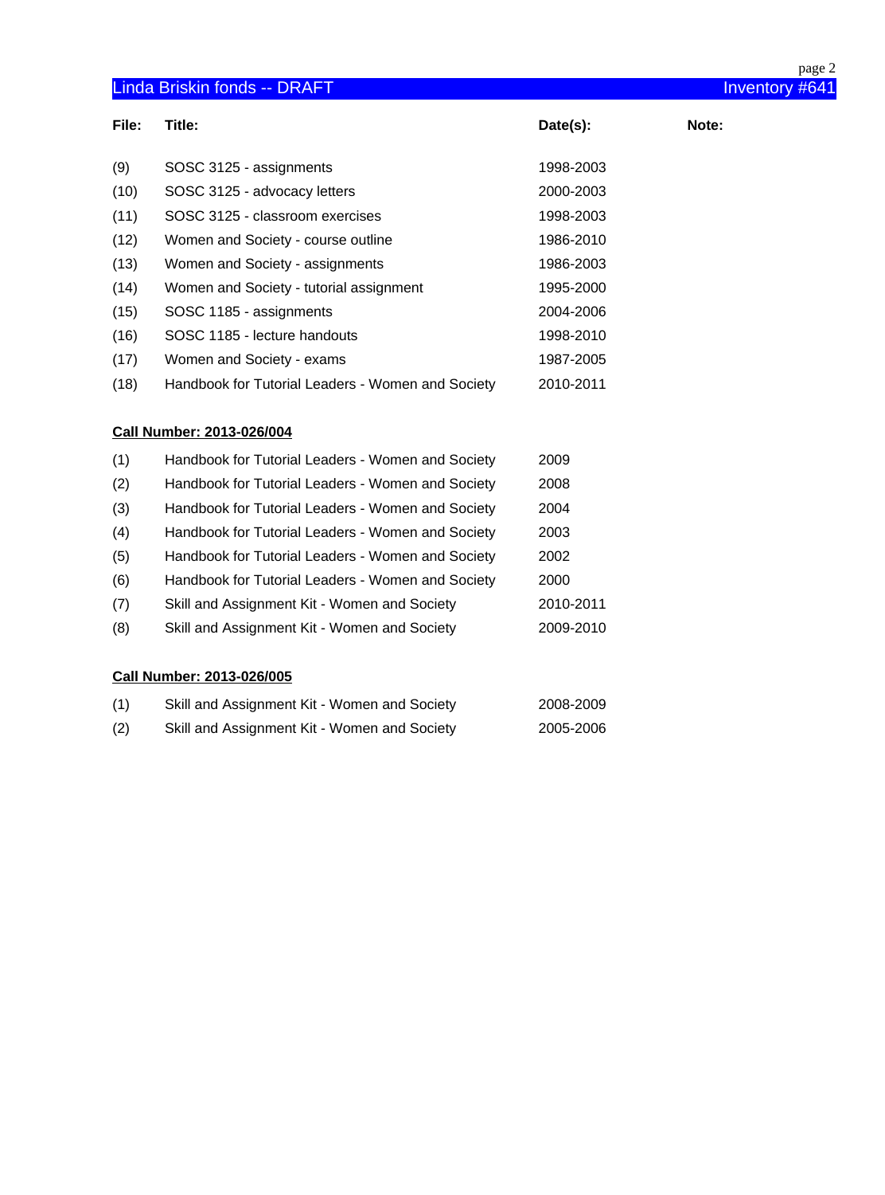| File: | Title: | Date(s): | Note: |
|---|---|---|---|
| (9) | SOSC 3125 - assignments | 1998-2003 | |
| (10) | SOSC 3125 - advocacy letters | 2000-2003 | |
| (11) | SOSC 3125 - classroom exercises | 1998-2003 | |
| (12) | Women and Society - course outline | 1986-2010 | |
| (13) | Women and Society - assignments | 1986-2003 | |
| (14) | Women and Society - tutorial assignment | 1995-2000 | |
| (15) | SOSC 1185 - assignments | 2004-2006 | |
| (16) | SOSC 1185 - lecture handouts | 1998-2010 | |
| (17) | Women and Society - exams | 1987-2005 | |
| (18) | Handbook for Tutorial Leaders - Women and Society | 2010-2011 | |

**Call Number: 2013-026/004**

| | | | |
|---|---|---|---|
| (1) | Handbook for Tutorial Leaders - Women and Society | 2009 | |
| (2) | Handbook for Tutorial Leaders - Women and Society | 2008 | |
| (3) | Handbook for Tutorial Leaders - Women and Society | 2004 | |
| (4) | Handbook for Tutorial Leaders - Women and Society | 2003 | |
| (5) | Handbook for Tutorial Leaders - Women and Society | 2002 | |
| (6) | Handbook for Tutorial Leaders - Women and Society | 2000 | |
| (7) | Skill and Assignment Kit - Women and Society | 2010-2011 | |
| (8) | Skill and Assignment Kit - Women and Society | 2009-2010 | |

**Call Number: 2013-026/005**

| | | | |
|---|---|---|---|
| (1) | Skill and Assignment Kit - Women and Society | 2008-2009 | |
| (2) | Skill and Assignment Kit - Women and Society | 2005-2006 | |